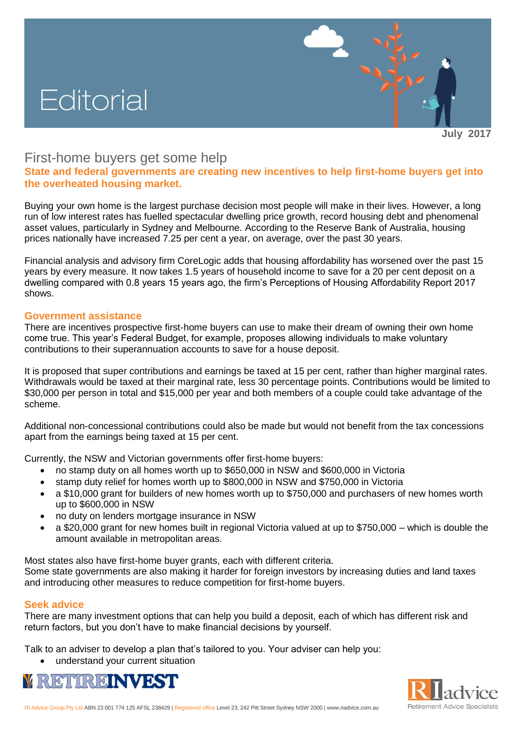# Editorial

July 2017

## First-home buyers get some help

**State and federal governments are creating new incentives to help first-home buyers get into the overheated housing market.**

Buying your own home is the largest purchase decision most people will make in their lives. However, a long run of low interest rates has fuelled spectacular dwelling price growth, record housing debt and phenomenal asset values, particularly in Sydney and Melbourne. According to the Reserve Bank of Australia, housing prices nationally have increased 7.25 per cent a year, on average, over the past 30 years.

Financial analysis and advisory firm CoreLogic adds that housing affordability has worsened over the past 15 years by every measure. It now takes 1.5 years of household income to save for a 20 per cent deposit on a dwelling compared with 0.8 years 15 years ago, the firm's Perceptions of Housing Affordability Report 2017 shows.

### Government assistance

There are incentives prospective first-home buyers can use to make their dream of owning their own home come true. This year's Federal Budget, for example, proposes allowing individuals to make voluntary contributions to their superannuation accounts to save for a house deposit.

It is proposed that super contributions and earnings be taxed at 15 per cent, rather than higher marginal rates. Withdrawals would be taxed at their marginal rate, less 30 percentage points. Contributions would be limited to $30,000 per person in total and $15,000 per year and both members of a couple could take advantage of the scheme.

Additional non-concessional contributions could also be made but would not benefit from the tax concessions apart from the earnings being taxed at 15 per cent.

Currently, the NSW and Victorian governments offer first-home buyers:

- no stamp duty on all homes worth up to $650,000 in NSW and $600,000 in Victoria
- stamp duty relief for homes worth up to $800,000 in NSW and $750,000 in Victoria
- a $10,000 grant for builders of new homes worth up to $750,000 and purchasers of new homes worth up to $600,000 in NSW
- no duty on lenders mortgage insurance in NSW
- a $20,000 grant for new homes built in regional Victoria valued at up to $750,000 – which is double the amount available in metropolitan areas.

Most states also have first-home buyer grants, each with different criteria.
Some state governments are also making it harder for foreign investors by increasing duties and land taxes and introducing other measures to reduce competition for first-home buyers.

### Seek advice

There are many investment options that can help you build a deposit, each of which has different risk and return factors, but you don't have to make financial decisions by yourself.

Talk to an adviser to develop a plan that's tailored to you. Your adviser can help you:

- understand your current situation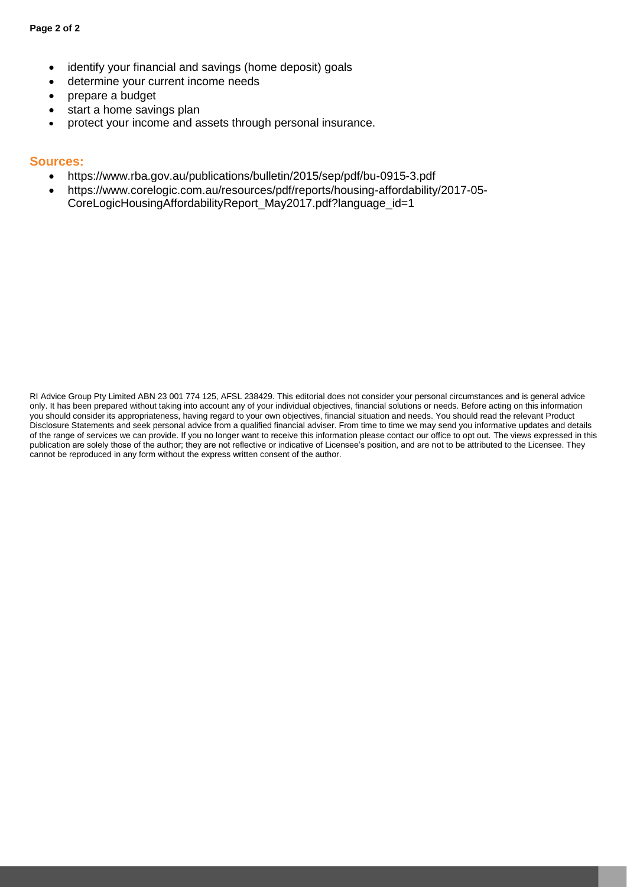- identify your financial and savings (home deposit) goals
- determine your current income needs
- prepare a budget
- start a home savings plan
- protect your income and assets through personal insurance.

## Sources:

- https://www.rba.gov.au/publications/bulletin/2015/sep/pdf/bu-0915-3.pdf
- https://www.corelogic.com.au/resources/pdf/reports/housing-affordability/2017-05-CoreLogicHousingAffordabilityReport_May2017.pdf?language_id=1

RI Advice Group Pty Limited ABN 23 001 774 125, AFSL 238429. This editorial does not consider your personal circumstances and is general advice only. It has been prepared without taking into account any of your individual objectives, financial solutions or needs. Before acting on this information you should consider its appropriateness, having regard to your own objectives, financial situation and needs. You should read the relevant Product Disclosure Statements and seek personal advice from a qualified financial adviser. From time to time we may send you informative updates and details of the range of services we can provide. If you no longer want to receive this information please contact our office to opt out. The views expressed in this publication are solely those of the author; they are not reflective or indicative of Licensee's position, and are not to be attributed to the Licensee. They cannot be reproduced in any form without the express written consent of the author.